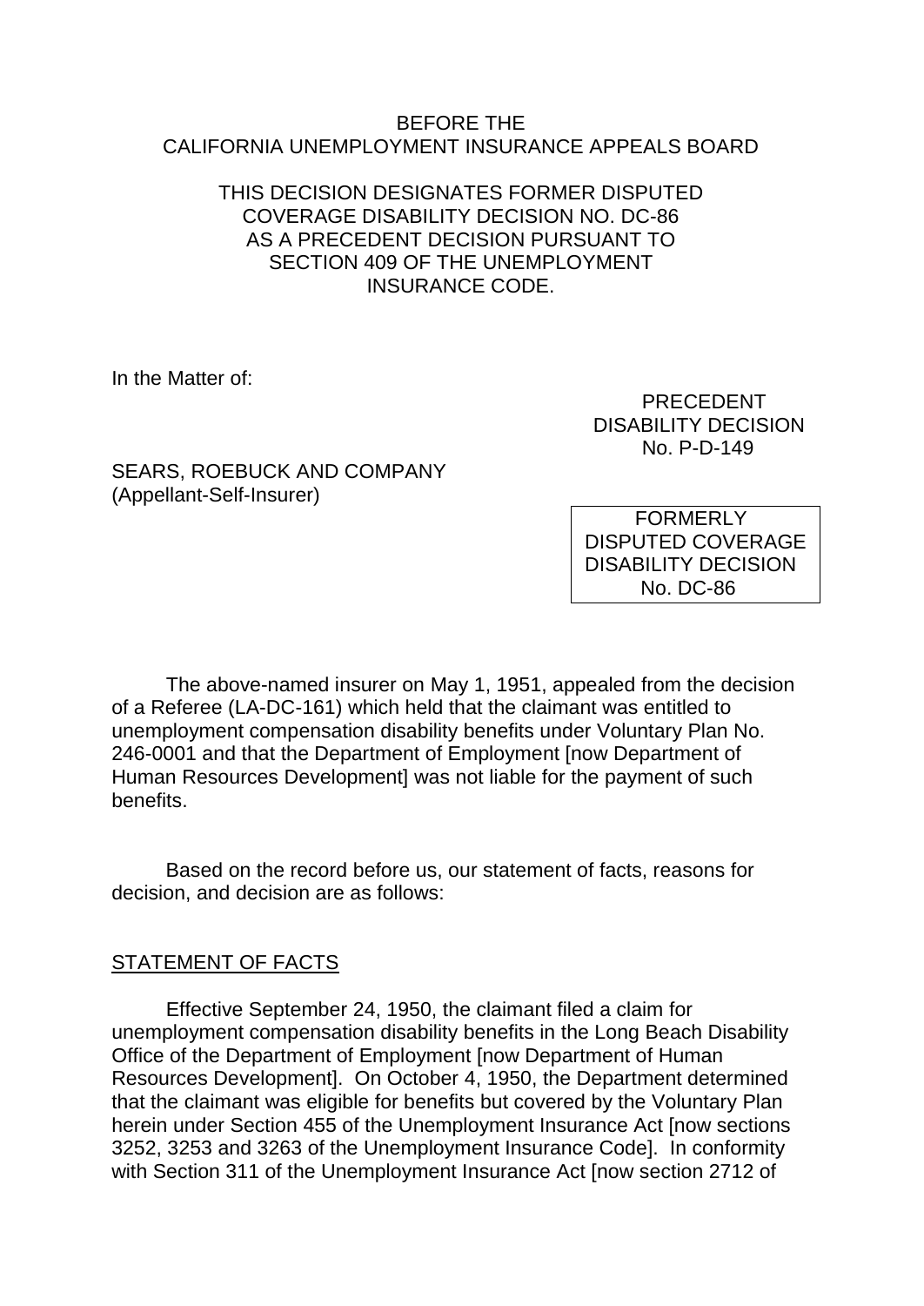BEFORE THE
CALIFORNIA UNEMPLOYMENT INSURANCE APPEALS BOARD

THIS DECISION DESIGNATES FORMER DISPUTED COVERAGE DISABILITY DECISION NO. DC-86 AS A PRECEDENT DECISION PURSUANT TO SECTION 409 OF THE UNEMPLOYMENT INSURANCE CODE.

In the Matter of:

SEARS, ROEBUCK AND COMPANY
(Appellant-Self-Insurer)

PRECEDENT
DISABILITY DECISION
No. P-D-149

FORMERLY
DISPUTED COVERAGE
DISABILITY DECISION
No. DC-86

The above-named insurer on May 1, 1951, appealed from the decision of a Referee (LA-DC-161) which held that the claimant was entitled to unemployment compensation disability benefits under Voluntary Plan No. 246-0001 and that the Department of Employment [now Department of Human Resources Development] was not liable for the payment of such benefits.

Based on the record before us, our statement of facts, reasons for decision, and decision are as follows:

STATEMENT OF FACTS

Effective September 24, 1950, the claimant filed a claim for unemployment compensation disability benefits in the Long Beach Disability Office of the Department of Employment [now Department of Human Resources Development]. On October 4, 1950, the Department determined that the claimant was eligible for benefits but covered by the Voluntary Plan herein under Section 455 of the Unemployment Insurance Act [now sections 3252, 3253 and 3263 of the Unemployment Insurance Code]. In conformity with Section 311 of the Unemployment Insurance Act [now section 2712 of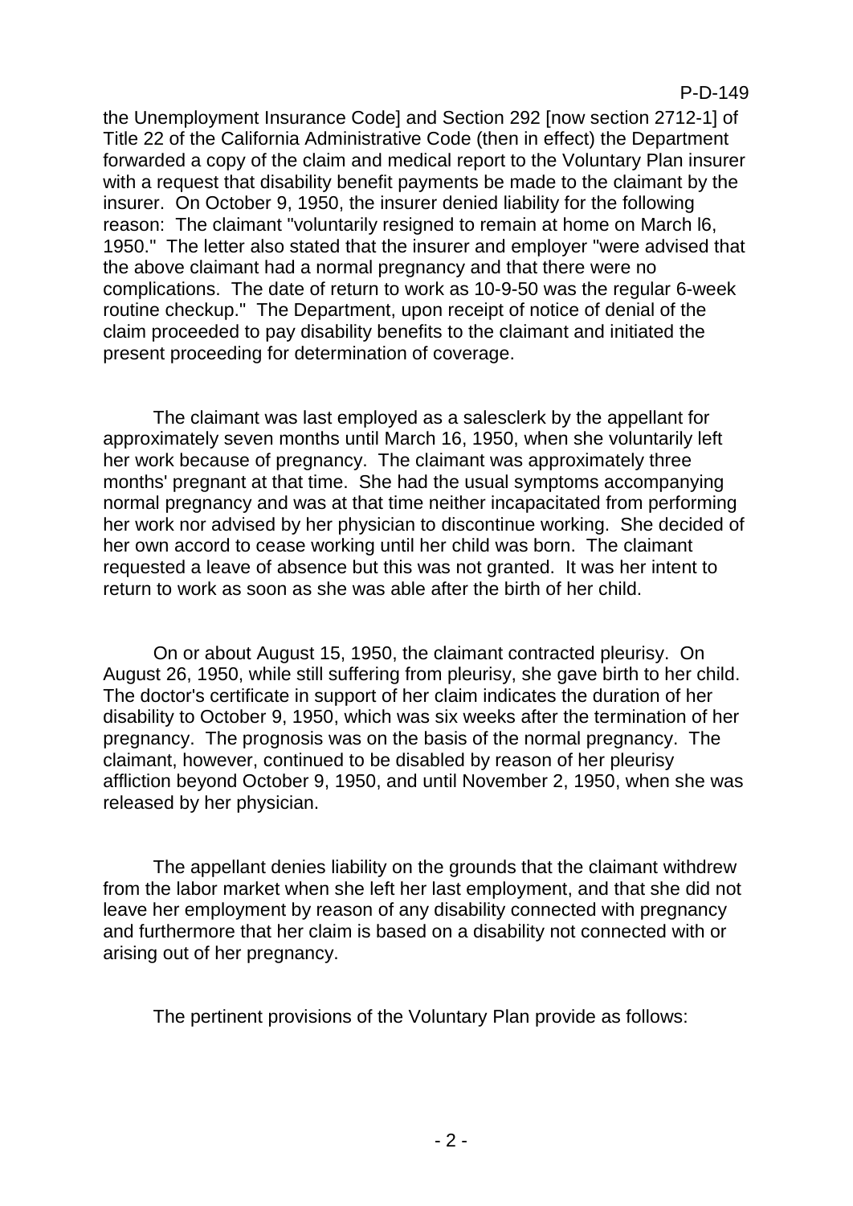the Unemployment Insurance Code] and Section 292 [now section 2712-1] of Title 22 of the California Administrative Code (then in effect) the Department forwarded a copy of the claim and medical report to the Voluntary Plan insurer with a request that disability benefit payments be made to the claimant by the insurer. On October 9, 1950, the insurer denied liability for the following reason: The claimant "voluntarily resigned to remain at home on March l6, 1950." The letter also stated that the insurer and employer "were advised that the above claimant had a normal pregnancy and that there were no complications. The date of return to work as 10-9-50 was the regular 6-week routine checkup." The Department, upon receipt of notice of denial of the claim proceeded to pay disability benefits to the claimant and initiated the present proceeding for determination of coverage.

The claimant was last employed as a salesclerk by the appellant for approximately seven months until March 16, 1950, when she voluntarily left her work because of pregnancy. The claimant was approximately three months' pregnant at that time. She had the usual symptoms accompanying normal pregnancy and was at that time neither incapacitated from performing her work nor advised by her physician to discontinue working. She decided of her own accord to cease working until her child was born. The claimant requested a leave of absence but this was not granted. It was her intent to return to work as soon as she was able after the birth of her child.

On or about August 15, 1950, the claimant contracted pleurisy. On August 26, 1950, while still suffering from pleurisy, she gave birth to her child. The doctor's certificate in support of her claim indicates the duration of her disability to October 9, 1950, which was six weeks after the termination of her pregnancy. The prognosis was on the basis of the normal pregnancy. The claimant, however, continued to be disabled by reason of her pleurisy affliction beyond October 9, 1950, and until November 2, 1950, when she was released by her physician.

The appellant denies liability on the grounds that the claimant withdrew from the labor market when she left her last employment, and that she did not leave her employment by reason of any disability connected with pregnancy and furthermore that her claim is based on a disability not connected with or arising out of her pregnancy.

The pertinent provisions of the Voluntary Plan provide as follows: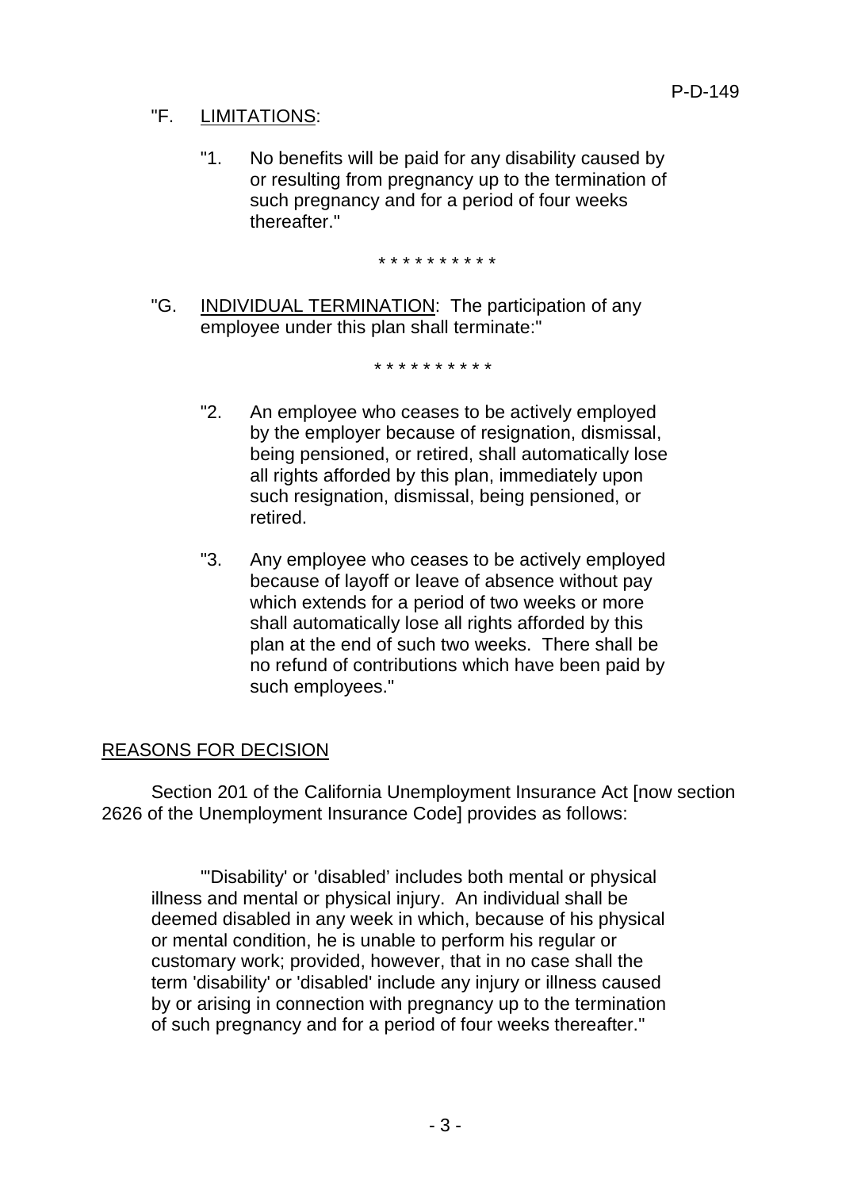"F. LIMITATIONS:

"1. No benefits will be paid for any disability caused by or resulting from pregnancy up to the termination of such pregnancy and for a period of four weeks thereafter."

\* \* \* \* \* \* \* \* \* \*

"G. INDIVIDUAL TERMINATION: The participation of any employee under this plan shall terminate:"

\* \* \* \* \* \* \* \* \* \*

"2. An employee who ceases to be actively employed by the employer because of resignation, dismissal, being pensioned, or retired, shall automatically lose all rights afforded by this plan, immediately upon such resignation, dismissal, being pensioned, or retired.

"3. Any employee who ceases to be actively employed because of layoff or leave of absence without pay which extends for a period of two weeks or more shall automatically lose all rights afforded by this plan at the end of such two weeks. There shall be no refund of contributions which have been paid by such employees."

## REASONS FOR DECISION

Section 201 of the California Unemployment Insurance Act [now section 2626 of the Unemployment Insurance Code] provides as follows:

> "'Disability' or 'disabled' includes both mental or physical illness and mental or physical injury. An individual shall be deemed disabled in any week in which, because of his physical or mental condition, he is unable to perform his regular or customary work; provided, however, that in no case shall the term 'disability' or 'disabled' include any injury or illness caused by or arising in connection with pregnancy up to the termination of such pregnancy and for a period of four weeks thereafter."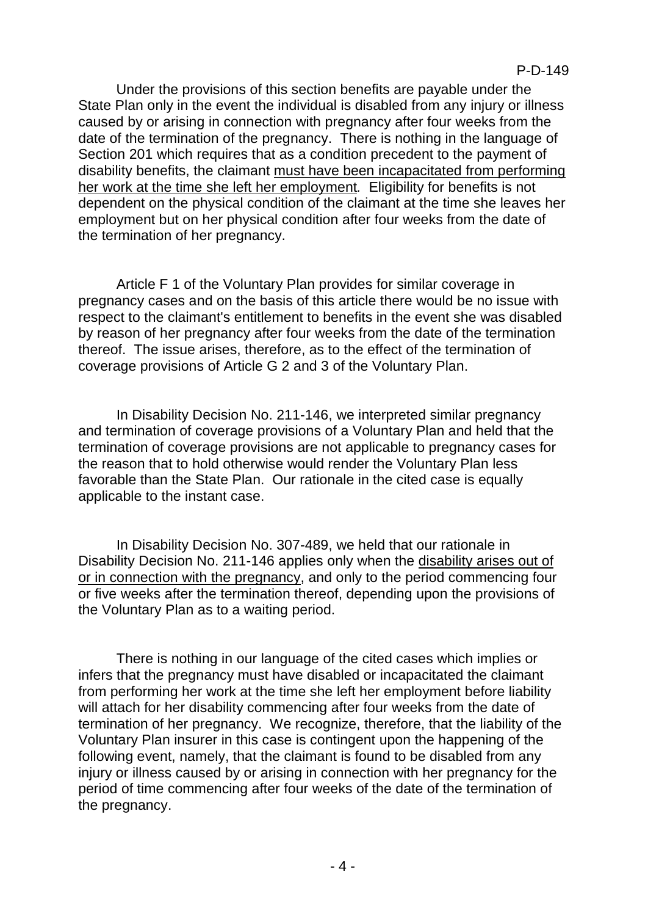Under the provisions of this section benefits are payable under the State Plan only in the event the individual is disabled from any injury or illness caused by or arising in connection with pregnancy after four weeks from the date of the termination of the pregnancy. There is nothing in the language of Section 201 which requires that as a condition precedent to the payment of disability benefits, the claimant <u>must have been incapacitated from performing her work at the time she left her employment</u>. Eligibility for benefits is not dependent on the physical condition of the claimant at the time she leaves her employment but on her physical condition after four weeks from the date of the termination of her pregnancy.

Article F 1 of the Voluntary Plan provides for similar coverage in pregnancy cases and on the basis of this article there would be no issue with respect to the claimant's entitlement to benefits in the event she was disabled by reason of her pregnancy after four weeks from the date of the termination thereof. The issue arises, therefore, as to the effect of the termination of coverage provisions of Article G 2 and 3 of the Voluntary Plan.

In Disability Decision No. 211-146, we interpreted similar pregnancy and termination of coverage provisions of a Voluntary Plan and held that the termination of coverage provisions are not applicable to pregnancy cases for the reason that to hold otherwise would render the Voluntary Plan less favorable than the State Plan. Our rationale in the cited case is equally applicable to the instant case.

In Disability Decision No. 307-489, we held that our rationale in Disability Decision No. 211-146 applies only when the <u>disability arises out of or in connection with the pregnancy</u>, and only to the period commencing four or five weeks after the termination thereof, depending upon the provisions of the Voluntary Plan as to a waiting period.

There is nothing in our language of the cited cases which implies or infers that the pregnancy must have disabled or incapacitated the claimant from performing her work at the time she left her employment before liability will attach for her disability commencing after four weeks from the date of termination of her pregnancy. We recognize, therefore, that the liability of the Voluntary Plan insurer in this case is contingent upon the happening of the following event, namely, that the claimant is found to be disabled from any injury or illness caused by or arising in connection with her pregnancy for the period of time commencing after four weeks of the date of the termination of the pregnancy.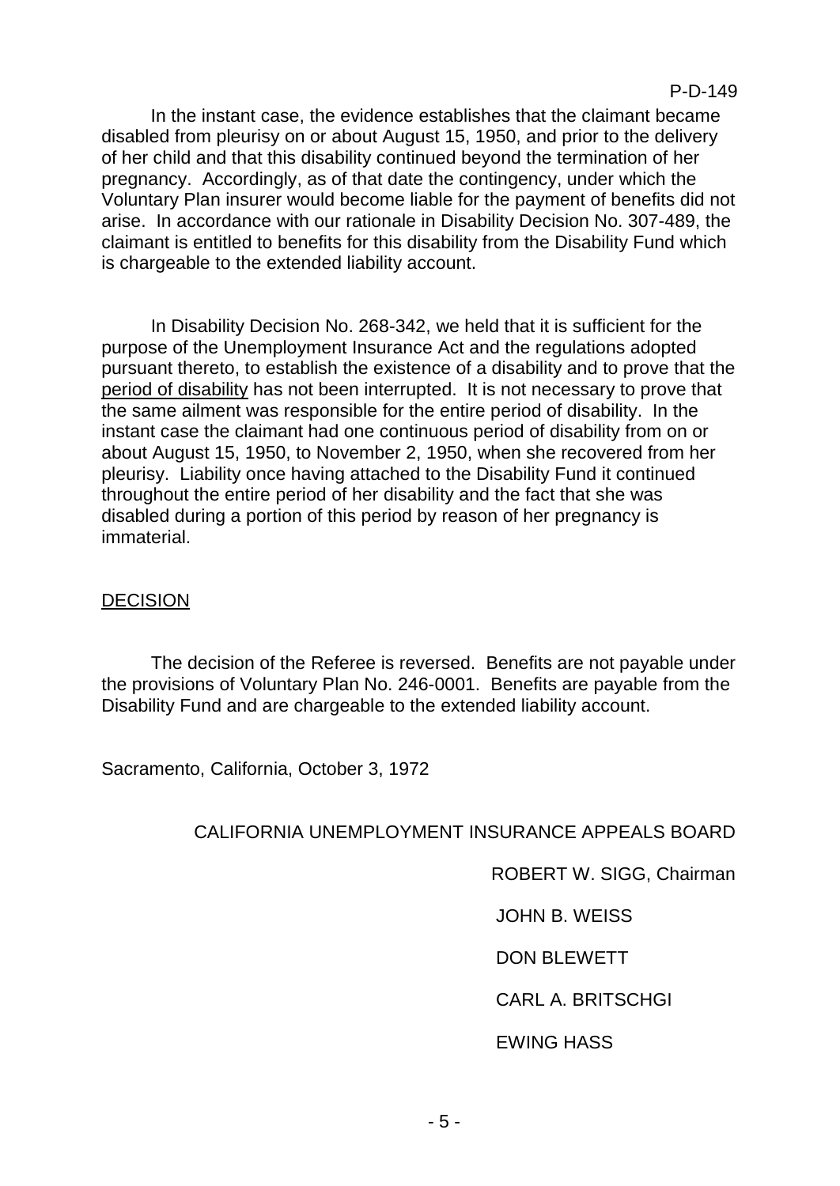In the instant case, the evidence establishes that the claimant became disabled from pleurisy on or about August 15, 1950, and prior to the delivery of her child and that this disability continued beyond the termination of her pregnancy. Accordingly, as of that date the contingency, under which the Voluntary Plan insurer would become liable for the payment of benefits did not arise. In accordance with our rationale in Disability Decision No. 307-489, the claimant is entitled to benefits for this disability from the Disability Fund which is chargeable to the extended liability account.

In Disability Decision No. 268-342, we held that it is sufficient for the purpose of the Unemployment Insurance Act and the regulations adopted pursuant thereto, to establish the existence of a disability and to prove that the period of disability has not been interrupted. It is not necessary to prove that the same ailment was responsible for the entire period of disability. In the instant case the claimant had one continuous period of disability from on or about August 15, 1950, to November 2, 1950, when she recovered from her pleurisy. Liability once having attached to the Disability Fund it continued throughout the entire period of her disability and the fact that she was disabled during a portion of this period by reason of her pregnancy is immaterial.

## DECISION

The decision of the Referee is reversed. Benefits are not payable under the provisions of Voluntary Plan No. 246-0001. Benefits are payable from the Disability Fund and are chargeable to the extended liability account.

Sacramento, California, October 3, 1972

CALIFORNIA UNEMPLOYMENT INSURANCE APPEALS BOARD

ROBERT W. SIGG, Chairman

JOHN B. WEISS

DON BLEWETT

CARL A. BRITSCHGI

EWING HASS